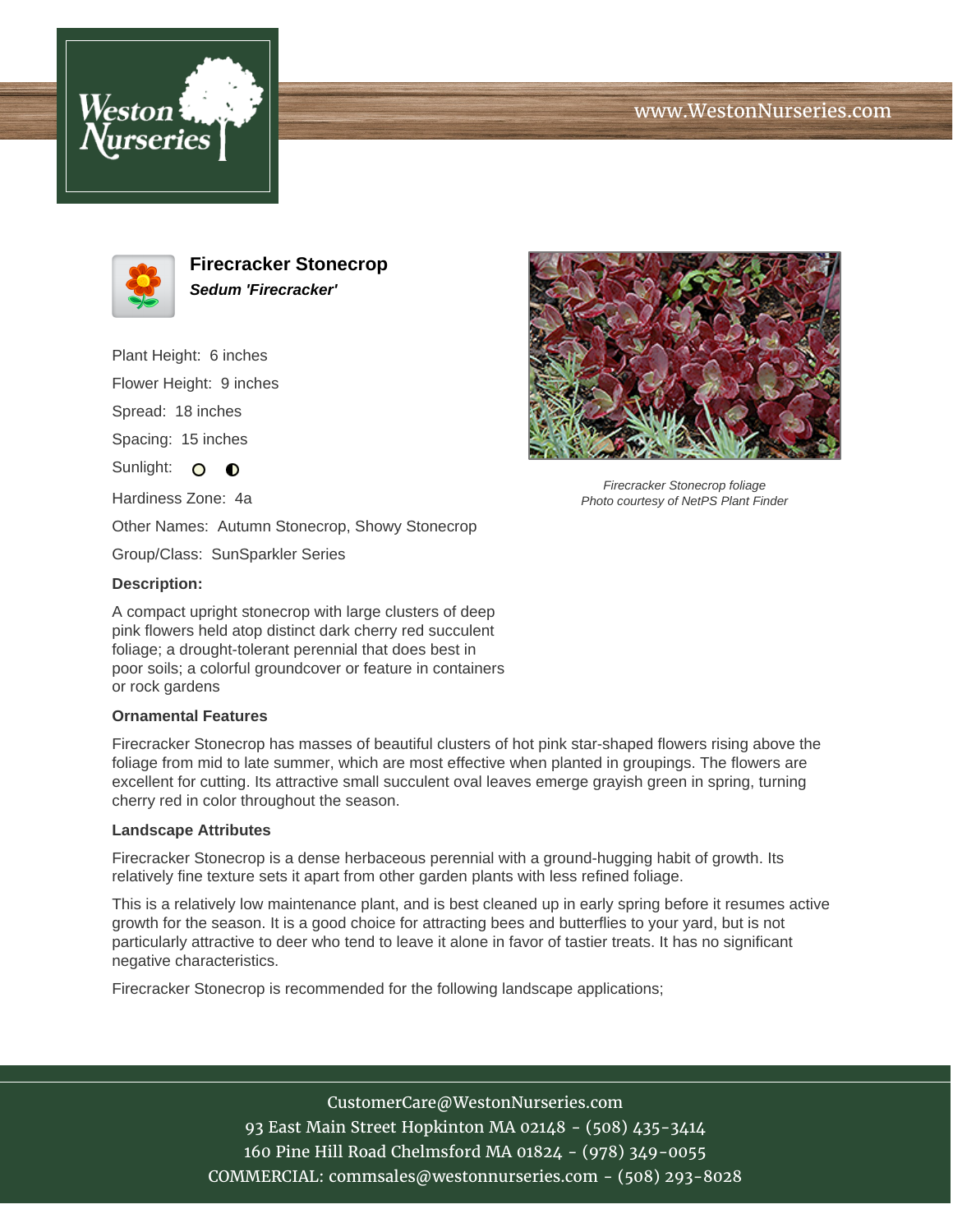# Firecracker Stonecrop

***Sedum 'Firecracker'***

Plant Height: 6 inches

Flower Height: 9 inches

Spread: 18 inches

Spacing: 15 inches

Sunlight:

Hardiness Zone: 4a

Other Names: Autumn Stonecrop, Showy Stonecrop

Group/Class: SunSparkler Series

*Firecracker Stonecrop foliage*
*Photo courtesy of NetPS Plant Finder*

**Description:**

A compact upright stonecrop with large clusters of deep pink flowers held atop distinct dark cherry red succulent foliage; a drought-tolerant perennial that does best in poor soils; a colorful groundcover or feature in containers or rock gardens

**Ornamental Features**

Firecracker Stonecrop has masses of beautiful clusters of hot pink star-shaped flowers rising above the foliage from mid to late summer, which are most effective when planted in groupings. The flowers are excellent for cutting. Its attractive small succulent oval leaves emerge grayish green in spring, turning cherry red in color throughout the season.

**Landscape Attributes**

Firecracker Stonecrop is a dense herbaceous perennial with a ground-hugging habit of growth. Its relatively fine texture sets it apart from other garden plants with less refined foliage.

This is a relatively low maintenance plant, and is best cleaned up in early spring before it resumes active growth for the season. It is a good choice for attracting bees and butterflies to your yard, but is not particularly attractive to deer who tend to leave it alone in favor of tastier treats. It has no significant negative characteristics.

Firecracker Stonecrop is recommended for the following landscape applications;

CustomerCare@WestonNurseries.com
93 East Main Street Hopkinton MA 02148 - (508) 435-3414
160 Pine Hill Road Chelmsford MA 01824 - (978) 349-0055
COMMERCIAL: commsales@westonnurseries.com - (508) 293-8028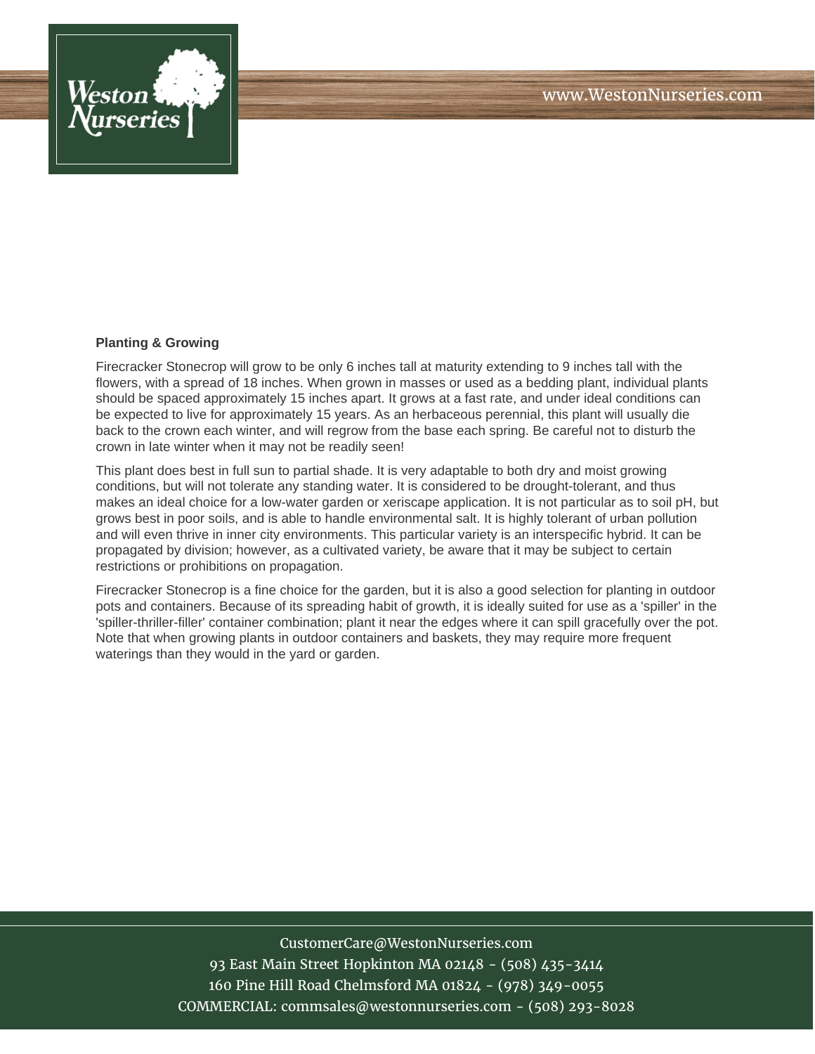**Planting & Growing**

Firecracker Stonecrop will grow to be only 6 inches tall at maturity extending to 9 inches tall with the flowers, with a spread of 18 inches. When grown in masses or used as a bedding plant, individual plants should be spaced approximately 15 inches apart. It grows at a fast rate, and under ideal conditions can be expected to live for approximately 15 years. As an herbaceous perennial, this plant will usually die back to the crown each winter, and will regrow from the base each spring. Be careful not to disturb the crown in late winter when it may not be readily seen!

This plant does best in full sun to partial shade. It is very adaptable to both dry and moist growing conditions, but will not tolerate any standing water. It is considered to be drought-tolerant, and thus makes an ideal choice for a low-water garden or xeriscape application. It is not particular as to soil pH, but grows best in poor soils, and is able to handle environmental salt. It is highly tolerant of urban pollution and will even thrive in inner city environments. This particular variety is an interspecific hybrid. It can be propagated by division; however, as a cultivated variety, be aware that it may be subject to certain restrictions or prohibitions on propagation.

Firecracker Stonecrop is a fine choice for the garden, but it is also a good selection for planting in outdoor pots and containers. Because of its spreading habit of growth, it is ideally suited for use as a 'spiller' in the 'spiller-thriller-filler' container combination; plant it near the edges where it can spill gracefully over the pot. Note that when growing plants in outdoor containers and baskets, they may require more frequent waterings than they would in the yard or garden.